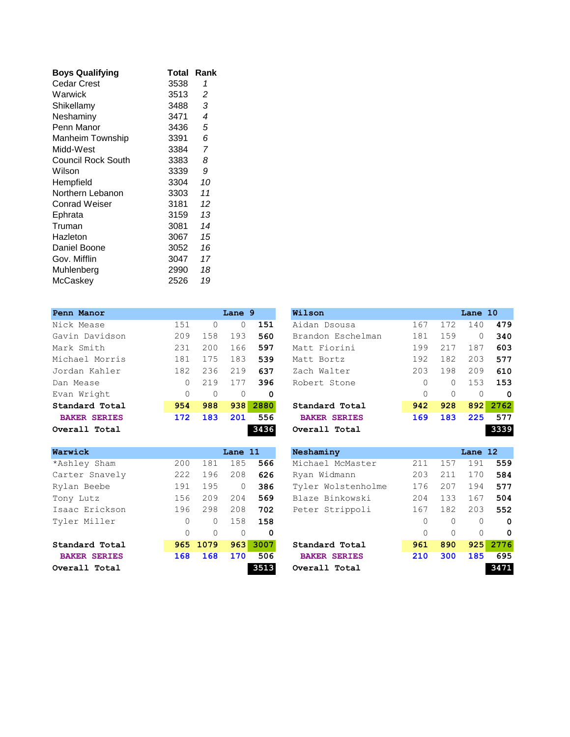| Boys Qualifying | Total | Rank |
|---|---|---|
| Cedar Crest | 3538 | *1* |
| Warwick | 3513 | *2* |
| Shikellamy | 3488 | *3* |
| Neshaminy | 3471 | *4* |
| Penn Manor | 3436 | *5* |
| Manheim Township | 3391 | *6* |
| Midd-West | 3384 | *7* |
| Council Rock South | 3383 | *8* |
| Wilson | 3339 | *9* |
| Hempfield | 3304 | *10* |
| Northern Lebanon | 3303 | *11* |
| Conrad Weiser | 3181 | *12* |
| Ephrata | 3159 | *13* |
| Truman | 3081 | *14* |
| Hazleton | 3067 | *15* |
| Daniel Boone | 3052 | *16* |
| Gov. Mifflin | 3047 | *17* |
| Muhlenberg | 2990 | *18* |
| McCaskey | 2526 | *19* |

| Penn Manor | | Lane 9 | | |
|---|---|---|---|---|
| Nick Mease | 151 | 0 | 0 | **151** |
| Gavin Davidson | 209 | 158 | 193 | **560** |
| Mark Smith | 231 | 200 | 166 | **597** |
| Michael Morris | 181 | 175 | 183 | **539** |
| Jordan Kahler | 182 | 236 | 219 | **637** |
| Dan Mease | 0 | 219 | 177 | **396** |
| Evan Wright | 0 | 0 | 0 | **0** |
| **Standard Total** | **954** | **988** | **938** | **2880** |
| **BAKER SERIES** | **172** | **183** | **201** | 556 |
| **Overall Total** | | | | **3436** |

| Wilson | | Lane 10 | | |
|---|---|---|---|---|
| Aidan Dsousa | 167 | 172 | 140 | **479** |
| Brandon Eschelman | 181 | 159 | 0 | **340** |
| Matt Fiorini | 199 | 217 | 187 | **603** |
| Matt Bortz | 192 | 182 | 203 | **577** |
| Zach Walter | 203 | 198 | 209 | **610** |
| Robert Stone | 0 | 0 | 153 | **153** |
| | 0 | 0 | 0 | **0** |
| **Standard Total** | **942** | **928** | **892** | **2762** |
| **BAKER SERIES** | **169** | **183** | **225** | 577 |
| **Overall Total** | | | | **3339** |

| Warwick | | Lane 11 | | |
|---|---|---|---|---|
| *Ashley Sham | 200 | 181 | 185 | **566** |
| Carter Snavely | 222 | 196 | 208 | **626** |
| Rylan Beebe | 191 | 195 | 0 | **386** |
| Tony Lutz | 156 | 209 | 204 | **569** |
| Isaac Erickson | 196 | 298 | 208 | **702** |
| Tyler Miller | 0 | 0 | 158 | **158** |
| | 0 | 0 | 0 | **0** |
| **Standard Total** | **965** | **1079** | **963** | **3007** |
| **BAKER SERIES** | **168** | **168** | **170** | 506 |
| **Overall Total** | | | | **3513** |

| Neshaminy | | Lane 12 | | |
|---|---|---|---|---|
| Michael McMaster | 211 | 157 | 191 | **559** |
| Ryan Widmann | 203 | 211 | 170 | **584** |
| Tyler Wolstenholme | 176 | 207 | 194 | **577** |
| Blaze Binkowski | 204 | 133 | 167 | **504** |
| Peter Strippoli | 167 | 182 | 203 | **552** |
| | 0 | 0 | 0 | **0** |
| | 0 | 0 | 0 | **0** |
| **Standard Total** | **961** | **890** | **925** | **2776** |
| **BAKER SERIES** | **210** | **300** | **185** | 695 |
| **Overall Total** | | | | **3471** |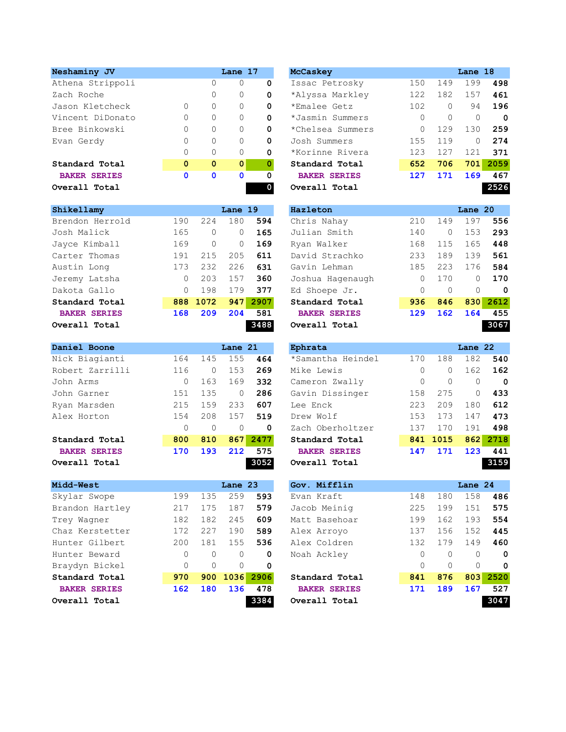| Neshaminy JV | | | Lane 17 | |
|---|---|---|---|---|
| Athena Strippoli | | 0 | 0 | **0** |
| Zach Roche | | 0 | 0 | **0** |
| Jason Kletcheck | 0 | 0 | 0 | **0** |
| Vincent DiDonato | 0 | 0 | 0 | **0** |
| Bree Binkowski | 0 | 0 | 0 | **0** |
| Evan Gerdy | 0 | 0 | 0 | **0** |
| | 0 | 0 | 0 | **0** |
| **Standard Total** | **0** | **0** | **0** | **0** |
| **BAKER SERIES** | **0** | **0** | **0** | 0 |
| **Overall Total** | | | | 0 |

| McCaskey | | | Lane 18 | |
|---|---|---|---|---|
| Issac Petrosky | 150 | 149 | 199 | **498** |
| *Alyssa Markley | 122 | 182 | 157 | **461** |
| *Emalee Getz | 102 | 0 | 94 | **196** |
| *Jasmin Summers | 0 | 0 | 0 | **0** |
| *Chelsea Summers | 0 | 129 | 130 | **259** |
| Josh Summers | 155 | 119 | 0 | **274** |
| *Korinne Rivera | 123 | 127 | 121 | **371** |
| **Standard Total** | **652** | **706** | **701** | **2059** |
| **BAKER SERIES** | **127** | **171** | **169** | 467 |
| **Overall Total** | | | | 2526 |

| Shikellamy | | | Lane 19 | |
|---|---|---|---|---|
| Brendon Herrold | 190 | 224 | 180 | **594** |
| Josh Malick | 165 | 0 | 0 | **165** |
| Jayce Kimball | 169 | 0 | 0 | **169** |
| Carter Thomas | 191 | 215 | 205 | **611** |
| Austin Long | 173 | 232 | 226 | **631** |
| Jeremy Latsha | 0 | 203 | 157 | **360** |
| Dakota Gallo | 0 | 198 | 179 | **377** |
| **Standard Total** | **888** | **1072** | **947** | **2907** |
| **BAKER SERIES** | **168** | **209** | **204** | 581 |
| **Overall Total** | | | | 3488 |

| Hazleton | | | Lane 20 | |
|---|---|---|---|---|
| Chris Nahay | 210 | 149 | 197 | **556** |
| Julian Smith | 140 | 0 | 153 | **293** |
| Ryan Walker | 168 | 115 | 165 | **448** |
| David Strachko | 233 | 189 | 139 | **561** |
| Gavin Lehman | 185 | 223 | 176 | **584** |
| Joshua Hagenaugh | 0 | 170 | 0 | **170** |
| Ed Shoepe Jr. | 0 | 0 | 0 | **0** |
| **Standard Total** | **936** | **846** | **830** | **2612** |
| **BAKER SERIES** | **129** | **162** | **164** | 455 |
| **Overall Total** | | | | 3067 |

| Daniel Boone | | | Lane 21 | |
|---|---|---|---|---|
| Nick Biagianti | 164 | 145 | 155 | **464** |
| Robert Zarrilli | 116 | 0 | 153 | **269** |
| John Arms | 0 | 163 | 169 | **332** |
| John Garner | 151 | 135 | 0 | **286** |
| Ryan Marsden | 215 | 159 | 233 | **607** |
| Alex Horton | 154 | 208 | 157 | **519** |
| | 0 | 0 | 0 | **0** |
| **Standard Total** | **800** | **810** | **867** | **2477** |
| **BAKER SERIES** | **170** | **193** | **212** | 575 |
| **Overall Total** | | | | 3052 |

| Ephrata | | | Lane 22 | |
|---|---|---|---|---|
| *Samantha Heindel | 170 | 188 | 182 | **540** |
| Mike Lewis | 0 | 0 | 162 | **162** |
| Cameron Zwally | 0 | 0 | 0 | **0** |
| Gavin Dissinger | 158 | 275 | 0 | **433** |
| Lee Enck | 223 | 209 | 180 | **612** |
| Drew Wolf | 153 | 173 | 147 | **473** |
| Zach Oberholtzer | 137 | 170 | 191 | **498** |
| **Standard Total** | **841** | **1015** | **862** | **2718** |
| **BAKER SERIES** | **147** | **171** | **123** | 441 |
| **Overall Total** | | | | 3159 |

| Midd-West | | | Lane 23 | |
|---|---|---|---|---|
| Skylar Swope | 199 | 135 | 259 | **593** |
| Brandon Hartley | 217 | 175 | 187 | **579** |
| Trey Wagner | 182 | 182 | 245 | **609** |
| Chaz Kerstetter | 172 | 227 | 190 | **589** |
| Hunter Gilbert | 200 | 181 | 155 | **536** |
| Hunter Beward | 0 | 0 | 0 | **0** |
| Braydyn Bickel | 0 | 0 | 0 | **0** |
| **Standard Total** | **970** | **900** | **1036** | **2906** |
| **BAKER SERIES** | **162** | **180** | **136** | 478 |
| **Overall Total** | | | | 3384 |

| Gov. Mifflin | | | Lane 24 | |
|---|---|---|---|---|
| Evan Kraft | 148 | 180 | 158 | **486** |
| Jacob Meinig | 225 | 199 | 151 | **575** |
| Matt Basehoar | 199 | 162 | 193 | **554** |
| Alex Arroyo | 137 | 156 | 152 | **445** |
| Alex Coldren | 132 | 179 | 149 | **460** |
| Noah Ackley | 0 | 0 | 0 | **0** |
| | 0 | 0 | 0 | **0** |
| **Standard Total** | **841** | **876** | **803** | **2520** |
| **BAKER SERIES** | **171** | **189** | **167** | 527 |
| **Overall Total** | | | | 3047 |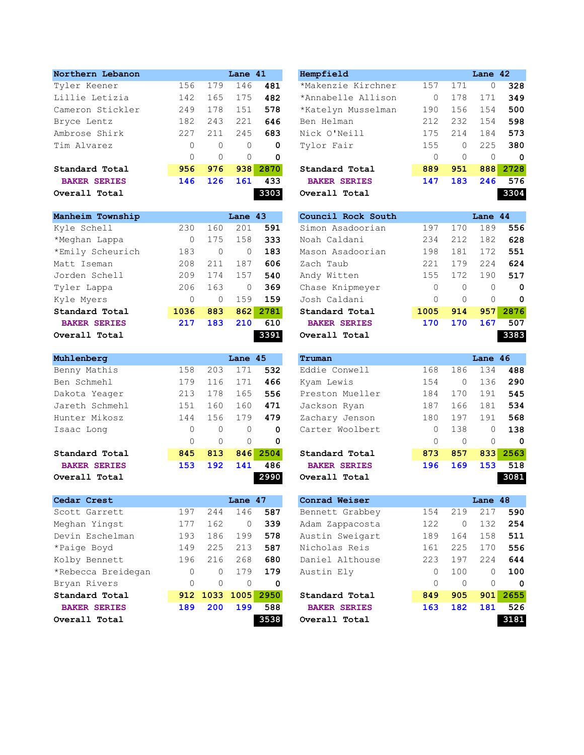| Northern Lebanon | | | Lane 41 | |
|---|---|---|---|---|
| Tyler Keener | 156 | 179 | 146 | **481** |
| Lillie Letizia | 142 | 165 | 175 | **482** |
| Cameron Stickler | 249 | 178 | 151 | **578** |
| Bryce Lentz | 182 | 243 | 221 | **646** |
| Ambrose Shirk | 227 | 211 | 245 | **683** |
| Tim Alvarez | 0 | 0 | 0 | **0** |
| | 0 | 0 | 0 | **0** |
| **Standard Total** | **956** | **976** | **938** | **2870** |
| **BAKER SERIES** | **146** | **126** | **161** | **433** |
| **Overall Total** | | | | **3303** |

| Hempfield | | | Lane 42 | |
|---|---|---|---|---|
| *Makenzie Kirchner | 157 | 171 | 0 | **328** |
| *Annabelle Allison | 0 | 178 | 171 | **349** |
| *Katelyn Musselman | 190 | 156 | 154 | **500** |
| Ben Helman | 212 | 232 | 154 | **598** |
| Nick O'Neill | 175 | 214 | 184 | **573** |
| Tylor Fair | 155 | 0 | 225 | **380** |
| | 0 | 0 | 0 | **0** |
| **Standard Total** | **889** | **951** | **888** | **2728** |
| **BAKER SERIES** | **147** | **183** | **246** | **576** |
| **Overall Total** | | | | **3304** |

| Manheim Township | | | Lane 43 | |
|---|---|---|---|---|
| Kyle Schell | 230 | 160 | 201 | **591** |
| *Meghan Lappa | 0 | 175 | 158 | **333** |
| *Emily Scheurich | 183 | 0 | 0 | **183** |
| Matt Iseman | 208 | 211 | 187 | **606** |
| Jorden Schell | 209 | 174 | 157 | **540** |
| Tyler Lappa | 206 | 163 | 0 | **369** |
| Kyle Myers | 0 | 0 | 159 | **159** |
| **Standard Total** | **1036** | **883** | **862** | **2781** |
| **BAKER SERIES** | **217** | **183** | **210** | **610** |
| **Overall Total** | | | | **3391** |

| Council Rock South | | | Lane 44 | |
|---|---|---|---|---|
| Simon Asadoorian | 197 | 170 | 189 | **556** |
| Noah Caldani | 234 | 212 | 182 | **628** |
| Mason Asadoorian | 198 | 181 | 172 | **551** |
| Zach Taub | 221 | 179 | 224 | **624** |
| Andy Witten | 155 | 172 | 190 | **517** |
| Chase Knipmeyer | 0 | 0 | 0 | **0** |
| Josh Caldani | 0 | 0 | 0 | **0** |
| **Standard Total** | **1005** | **914** | **957** | **2876** |
| **BAKER SERIES** | **170** | **170** | **167** | **507** |
| **Overall Total** | | | | **3383** |

| Muhlenberg | | | Lane 45 | |
|---|---|---|---|---|
| Benny Mathis | 158 | 203 | 171 | **532** |
| Ben Schmehl | 179 | 116 | 171 | **466** |
| Dakota Yeager | 213 | 178 | 165 | **556** |
| Jareth Schmehl | 151 | 160 | 160 | **471** |
| Hunter Mikosz | 144 | 156 | 179 | **479** |
| Isaac Long | 0 | 0 | 0 | **0** |
| | 0 | 0 | 0 | **0** |
| **Standard Total** | **845** | **813** | **846** | **2504** |
| **BAKER SERIES** | **153** | **192** | **141** | **486** |
| **Overall Total** | | | | **2990** |

| Truman | | | Lane 46 | |
|---|---|---|---|---|
| Eddie Conwell | 168 | 186 | 134 | **488** |
| Kyam Lewis | 154 | 0 | 136 | **290** |
| Preston Mueller | 184 | 170 | 191 | **545** |
| Jackson Ryan | 187 | 166 | 181 | **534** |
| Zachary Jenson | 180 | 197 | 191 | **568** |
| Carter Woolbert | 0 | 138 | 0 | **138** |
| | 0 | 0 | 0 | **0** |
| **Standard Total** | **873** | **857** | **833** | **2563** |
| **BAKER SERIES** | **196** | **169** | **153** | **518** |
| **Overall Total** | | | | **3081** |

| Cedar Crest | | | Lane 47 | |
|---|---|---|---|---|
| Scott Garrett | 197 | 244 | 146 | **587** |
| Meghan Yingst | 177 | 162 | 0 | **339** |
| Devin Eschelman | 193 | 186 | 199 | **578** |
| *Paige Boyd | 149 | 225 | 213 | **587** |
| Kolby Bennett | 196 | 216 | 268 | **680** |
| *Rebecca Breidegan | 0 | 0 | 179 | **179** |
| Bryan Rivers | 0 | 0 | 0 | **0** |
| **Standard Total** | **912** | **1033** | **1005** | **2950** |
| **BAKER SERIES** | **189** | **200** | **199** | **588** |
| **Overall Total** | | | | **3538** |

| Conrad Weiser | | | Lane 48 | |
|---|---|---|---|---|
| Bennett Grabbey | 154 | 219 | 217 | **590** |
| Adam Zappacosta | 122 | 0 | 132 | **254** |
| Austin Sweigart | 189 | 164 | 158 | **511** |
| Nicholas Reis | 161 | 225 | 170 | **556** |
| Daniel Althouse | 223 | 197 | 224 | **644** |
| Austin Ely | 0 | 100 | 0 | **100** |
| | 0 | 0 | 0 | **0** |
| **Standard Total** | **849** | **905** | **901** | **2655** |
| **BAKER SERIES** | **163** | **182** | **181** | **526** |
| **Overall Total** | | | | **3181** |